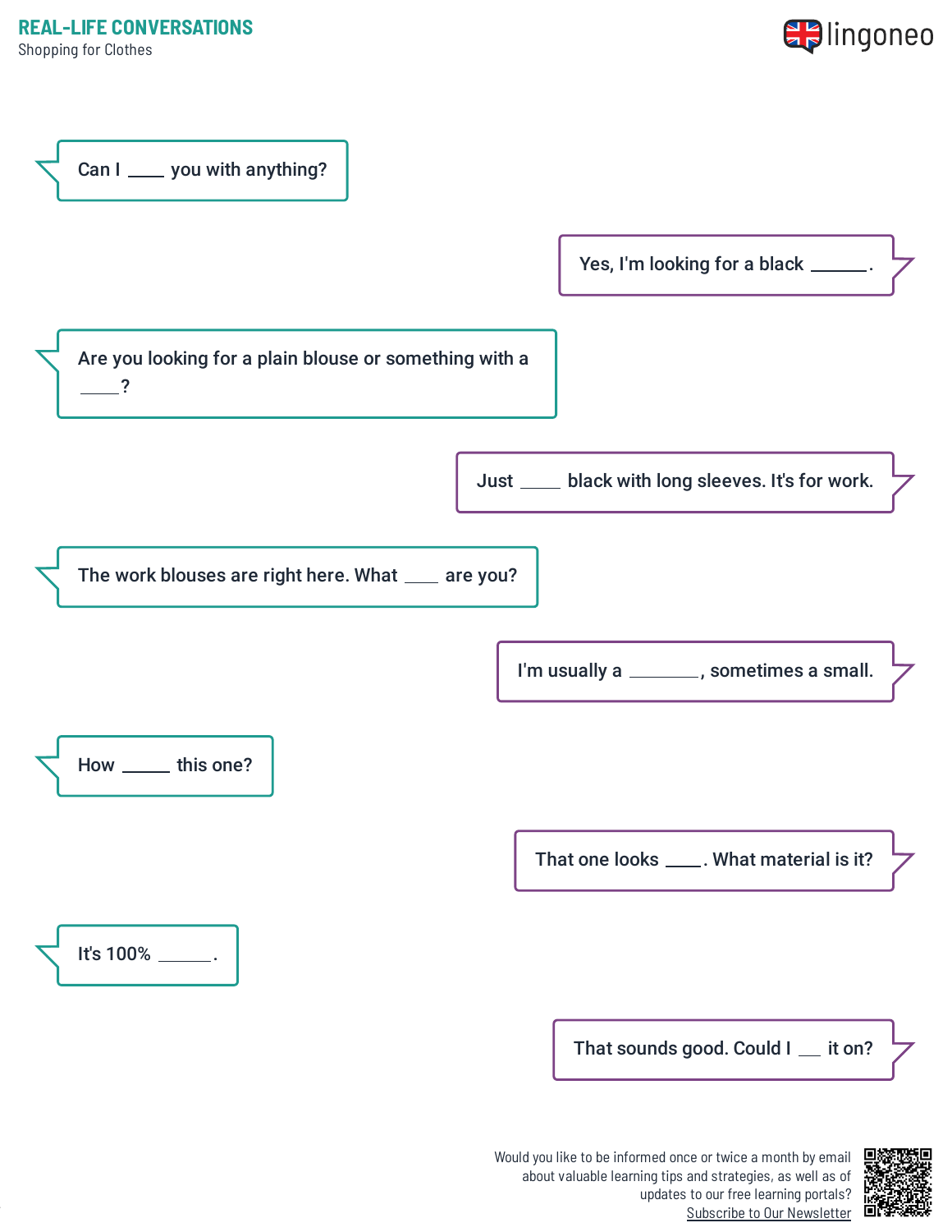# REAL-LIFE CONVERSATIONS

Shopping for Clothes

Can I ____ you with anything?

Yes, I'm looking for a black ______.

Are you looking for a plain blouse or something with a ____?

Just ____ black with long sleeves. It's for work.

The work blouses are right here. What ____ are you?

I'm usually a _______, sometimes a small.

How _____ this one?

That one looks ____. What material is it?

It's 100% ______.

That sounds good. Could I __ it on?

Would you like to be informed once or twice a month by email about valuable learning tips and strategies, as well as of updates to our free learning portals? Subscribe to Our Newsletter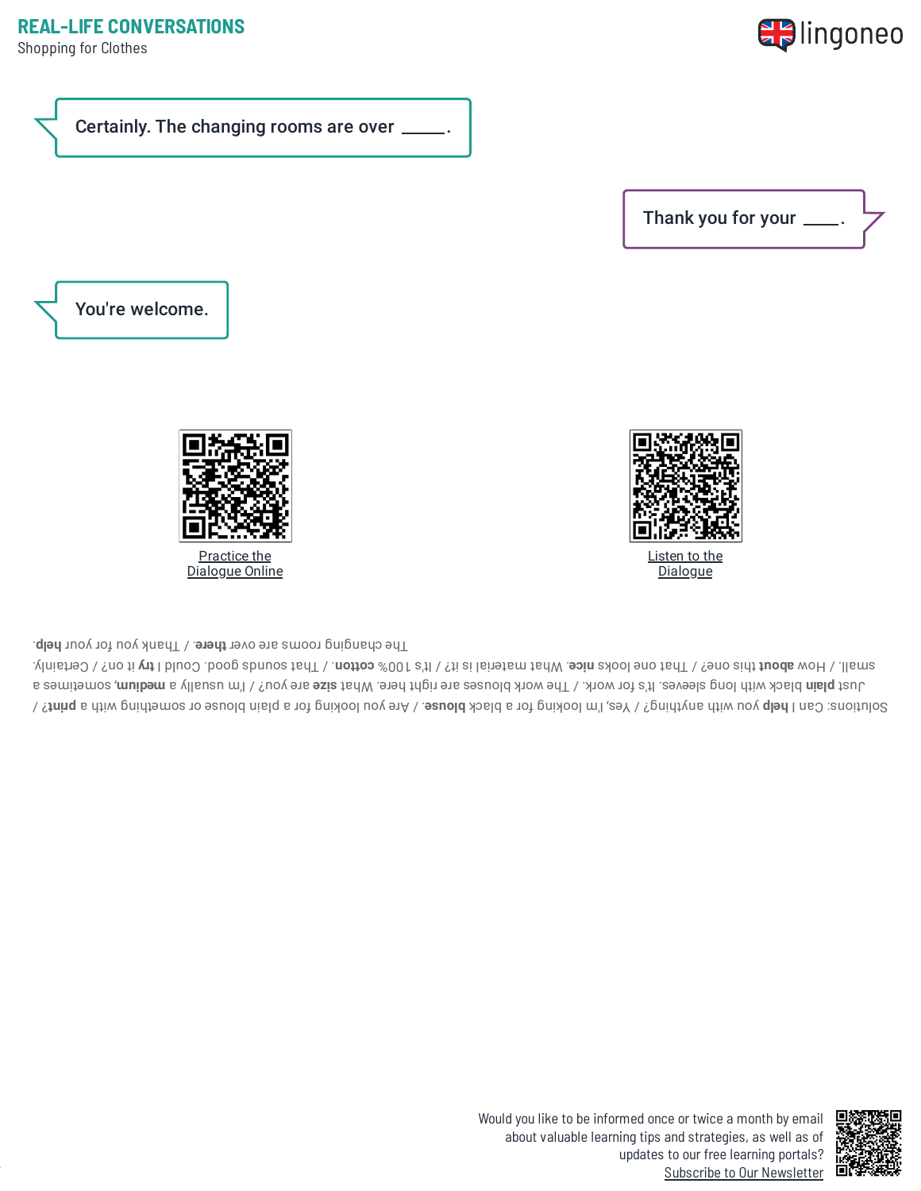Certainly. The changing rooms are over ____.

Thank you for your ____.

You're welcome.

Practice the Dialogue Online

Listen to the Dialogue

Solutions: Can I **help** you with anything? / Yes, I'm looking for a black **blouse**. / Are you looking for a plain blouse or something with a **print**? / Just **plain** black with long sleeves. It's for work. / The work blouses are right here. What **size** are you? / I'm usually a **medium**, sometimes a small. / How **about** this one? / That one looks **nice**. What material is it? / It's 100% **cotton**. / That sounds good. Could I **try** it on? / Certainly. The changing rooms are over **there**. / Thank you for your **help**.

Would you like to be informed once or twice a month by email about valuable learning tips and strategies, as well as of updates to our free learning portals?
Subscribe to Our Newsletter